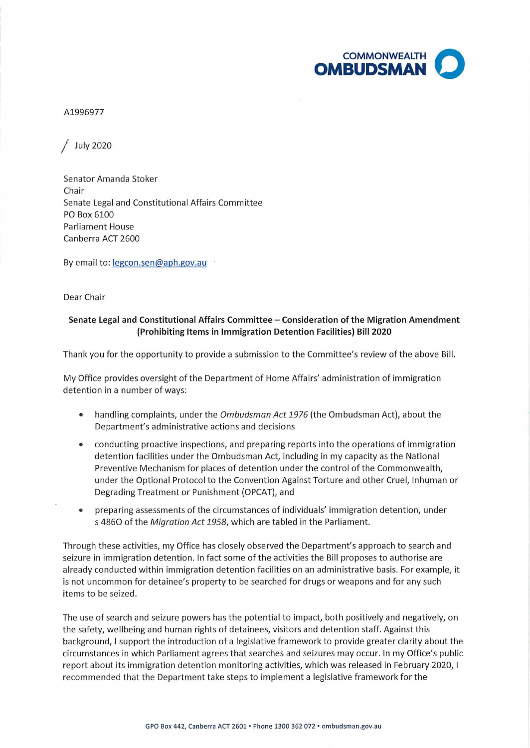COMMONWEALTH OMBUDSMAN

A1996977

/ July 2020

Senator Amanda Stoker
Chair
Senate Legal and Constitutional Affairs Committee
PO Box 6100
Parliament House
Canberra ACT 2600

By email to: legcon.sen@aph.gov.au

Dear Chair

**Senate Legal and Constitutional Affairs Committee – Consideration of the Migration Amendment (Prohibiting Items in Immigration Detention Facilities) Bill 2020**

Thank you for the opportunity to provide a submission to the Committee's review of the above Bill.

My Office provides oversight of the Department of Home Affairs' administration of immigration detention in a number of ways:

- handling complaints, under the *Ombudsman Act 1976* (the Ombudsman Act), about the Department's administrative actions and decisions
- conducting proactive inspections, and preparing reports into the operations of immigration detention facilities under the Ombudsman Act, including in my capacity as the National Preventive Mechanism for places of detention under the control of the Commonwealth, under the Optional Protocol to the Convention Against Torture and other Cruel, Inhuman or Degrading Treatment or Punishment (OPCAT), and
- preparing assessments of the circumstances of individuals' immigration detention, under s 486O of the *Migration Act 1958*, which are tabled in the Parliament.

Through these activities, my Office has closely observed the Department's approach to search and seizure in immigration detention. In fact some of the activities the Bill proposes to authorise are already conducted within immigration detention facilities on an administrative basis. For example, it is not uncommon for detainee's property to be searched for drugs or weapons and for any such items to be seized.

The use of search and seizure powers has the potential to impact, both positively and negatively, on the safety, wellbeing and human rights of detainees, visitors and detention staff. Against this background, I support the introduction of a legislative framework to provide greater clarity about the circumstances in which Parliament agrees that searches and seizures may occur. In my Office's public report about its immigration detention monitoring activities, which was released in February 2020, I recommended that the Department take steps to implement a legislative framework for the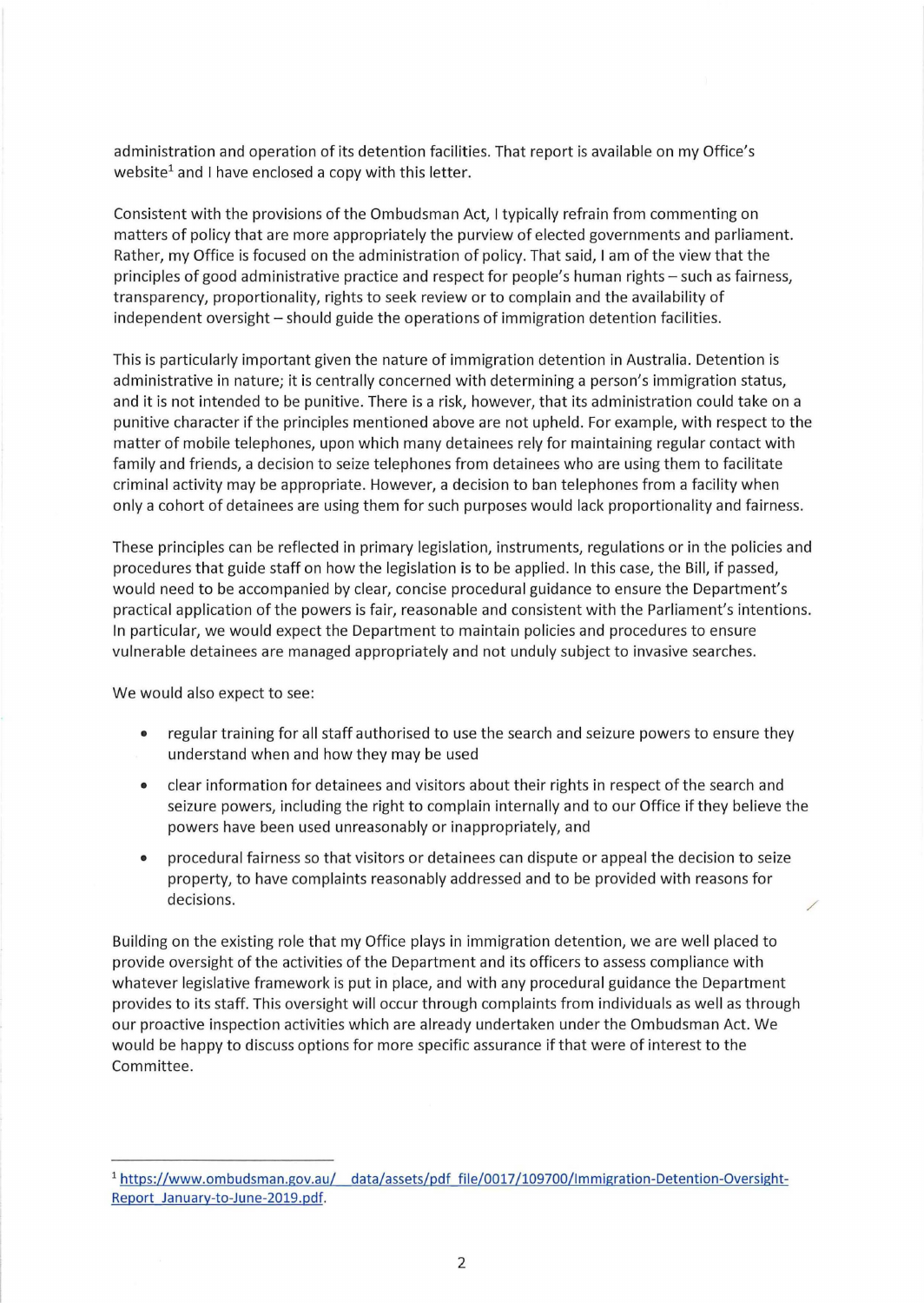administration and operation of its detention facilities. That report is available on my Office's website[1] and I have enclosed a copy with this letter.

Consistent with the provisions of the Ombudsman Act, I typically refrain from commenting on matters of policy that are more appropriately the purview of elected governments and parliament. Rather, my Office is focused on the administration of policy. That said, I am of the view that the principles of good administrative practice and respect for people's human rights – such as fairness, transparency, proportionality, rights to seek review or to complain and the availability of independent oversight – should guide the operations of immigration detention facilities.

This is particularly important given the nature of immigration detention in Australia. Detention is administrative in nature; it is centrally concerned with determining a person's immigration status, and it is not intended to be punitive. There is a risk, however, that its administration could take on a punitive character if the principles mentioned above are not upheld. For example, with respect to the matter of mobile telephones, upon which many detainees rely for maintaining regular contact with family and friends, a decision to seize telephones from detainees who are using them to facilitate criminal activity may be appropriate. However, a decision to ban telephones from a facility when only a cohort of detainees are using them for such purposes would lack proportionality and fairness.

These principles can be reflected in primary legislation, instruments, regulations or in the policies and procedures that guide staff on how the legislation is to be applied. In this case, the Bill, if passed, would need to be accompanied by clear, concise procedural guidance to ensure the Department's practical application of the powers is fair, reasonable and consistent with the Parliament's intentions. In particular, we would expect the Department to maintain policies and procedures to ensure vulnerable detainees are managed appropriately and not unduly subject to invasive searches.

We would also expect to see:

- regular training for all staff authorised to use the search and seizure powers to ensure they understand when and how they may be used
- clear information for detainees and visitors about their rights in respect of the search and seizure powers, including the right to complain internally and to our Office if they believe the powers have been used unreasonably or inappropriately, and
- procedural fairness so that visitors or detainees can dispute or appeal the decision to seize property, to have complaints reasonably addressed and to be provided with reasons for decisions.

Building on the existing role that my Office plays in immigration detention, we are well placed to provide oversight of the activities of the Department and its officers to assess compliance with whatever legislative framework is put in place, and with any procedural guidance the Department provides to its staff. This oversight will occur through complaints from individuals as well as through our proactive inspection activities which are already undertaken under the Ombudsman Act. We would be happy to discuss options for more specific assurance if that were of interest to the Committee.

---

[1] https://www.ombudsman.gov.au/__data/assets/pdf_file/0017/109700/Immigration-Detention-Oversight-Report_January-to-June-2019.pdf.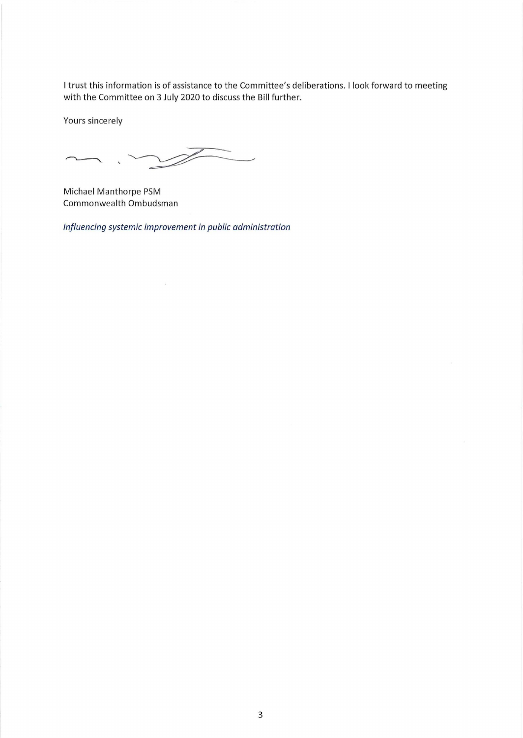I trust this information is of assistance to the Committee's deliberations. I look forward to meeting with the Committee on 3 July 2020 to discuss the Bill further.

Yours sincerely

Michael Manthorpe PSM
Commonwealth Ombudsman

*Influencing systemic improvement in public administration*